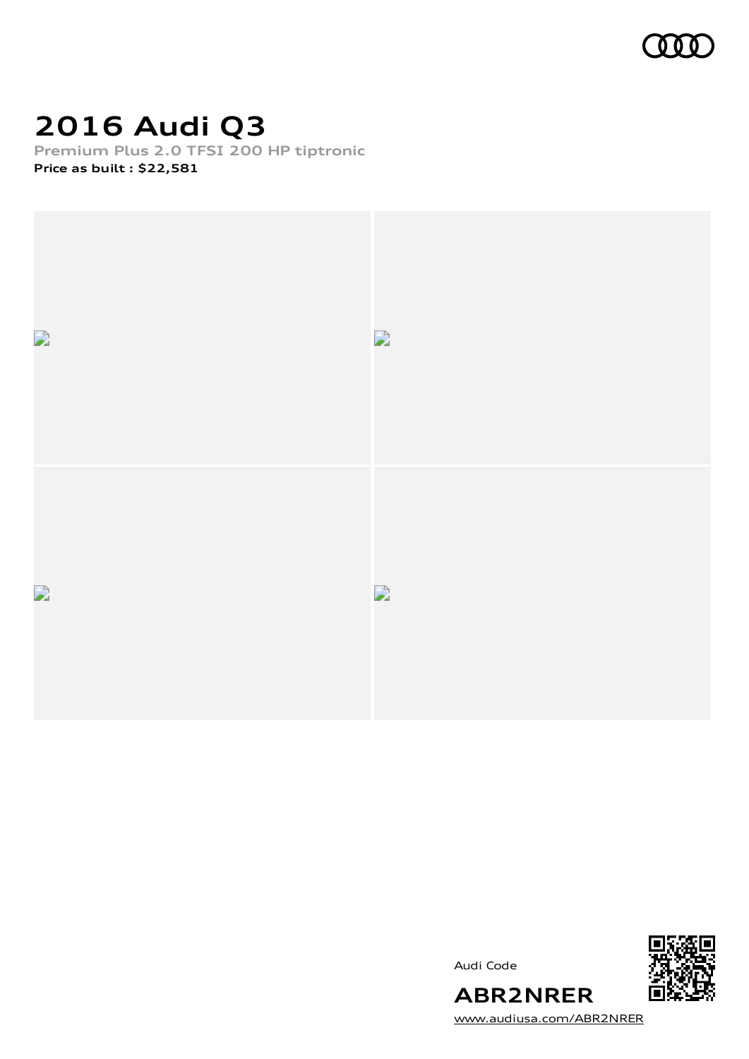# 2016 Audi Q3

Premium Plus 2.0 TFSI 200 HP tiptronic

**Price as built : $22,581**

Audi Code

**ABR2NRER**

www.audiusa.com/ABR2NRER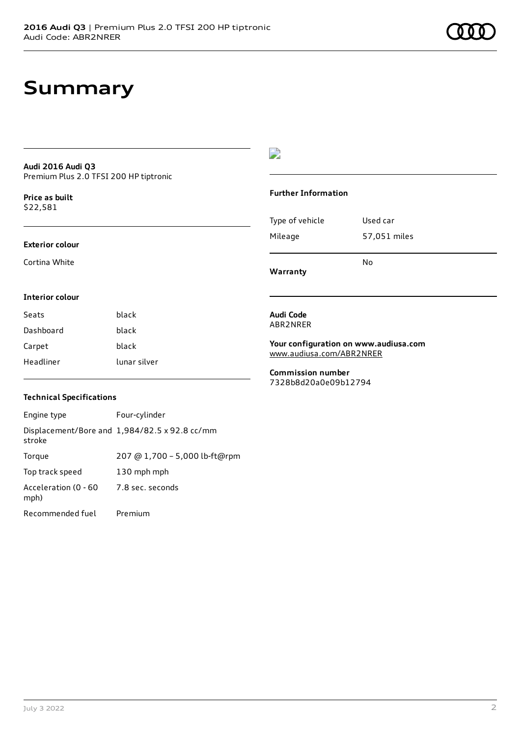# Summary

**Audi 2016 Audi Q3**
Premium Plus 2.0 TFSI 200 HP tiptronic

**Price as built**
$22,581

### Exterior colour

Cortina White

### Interior colour

| | |
|---|---|
| Seats | black |
| Dashboard | black |
| Carpet | black |
| Headliner | lunar silver |

### Technical Specifications

| | |
|---|---|
| Engine type | Four-cylinder |
| Displacement/Bore and stroke | 1,984/82.5 x 92.8 cc/mm |
| Torque | 207 @ 1,700 – 5,000 lb-ft@rpm |
| Top track speed | 130 mph mph |
| Acceleration (0 - 60 mph) | 7.8 sec. seconds |
| Recommended fuel | Premium |

### Further Information

| | |
|---|---|
| Type of vehicle | Used car |
| Mileage | 57,051 miles |
| **Warranty** | No |

**Audi Code**
ABR2NRER

**Your configuration on www.audiusa.com**
www.audiusa.com/ABR2NRER

**Commission number**
7328b8d20a0e09b12794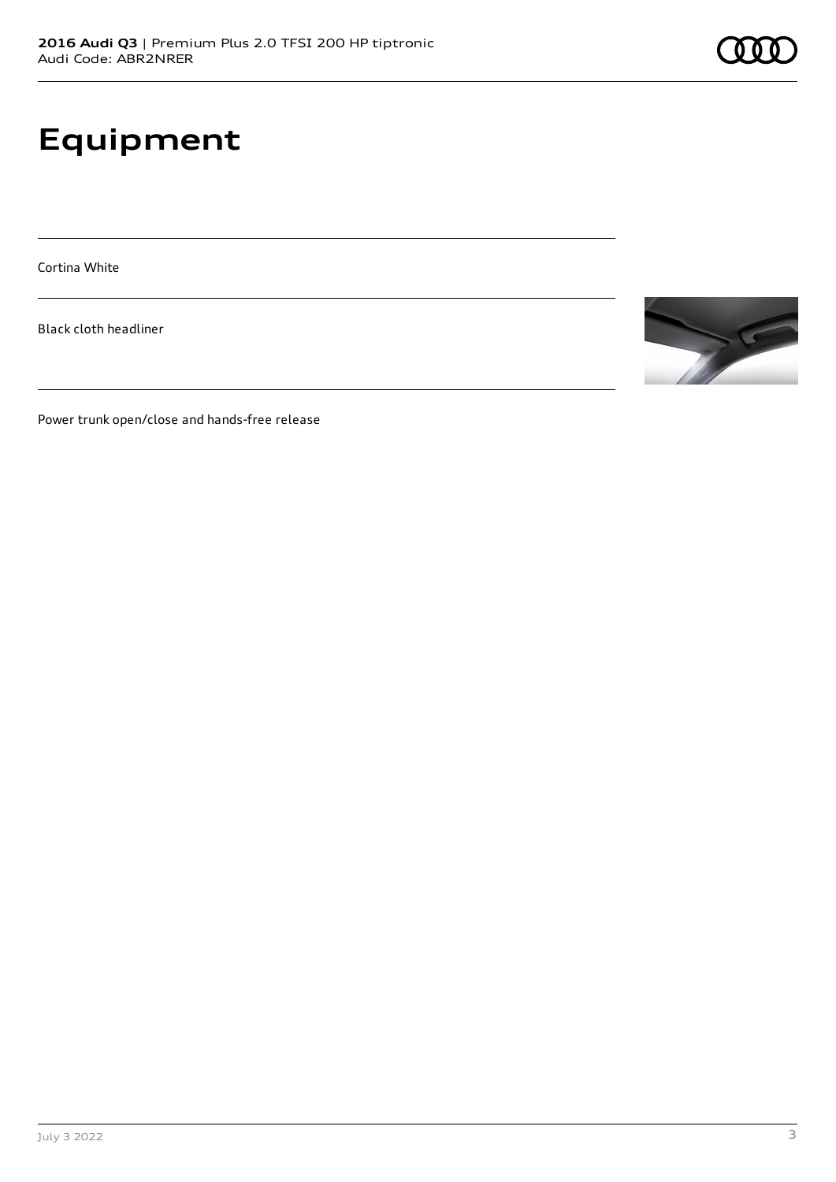# Equipment

Cortina White

Black cloth headliner

Power trunk open/close and hands-free release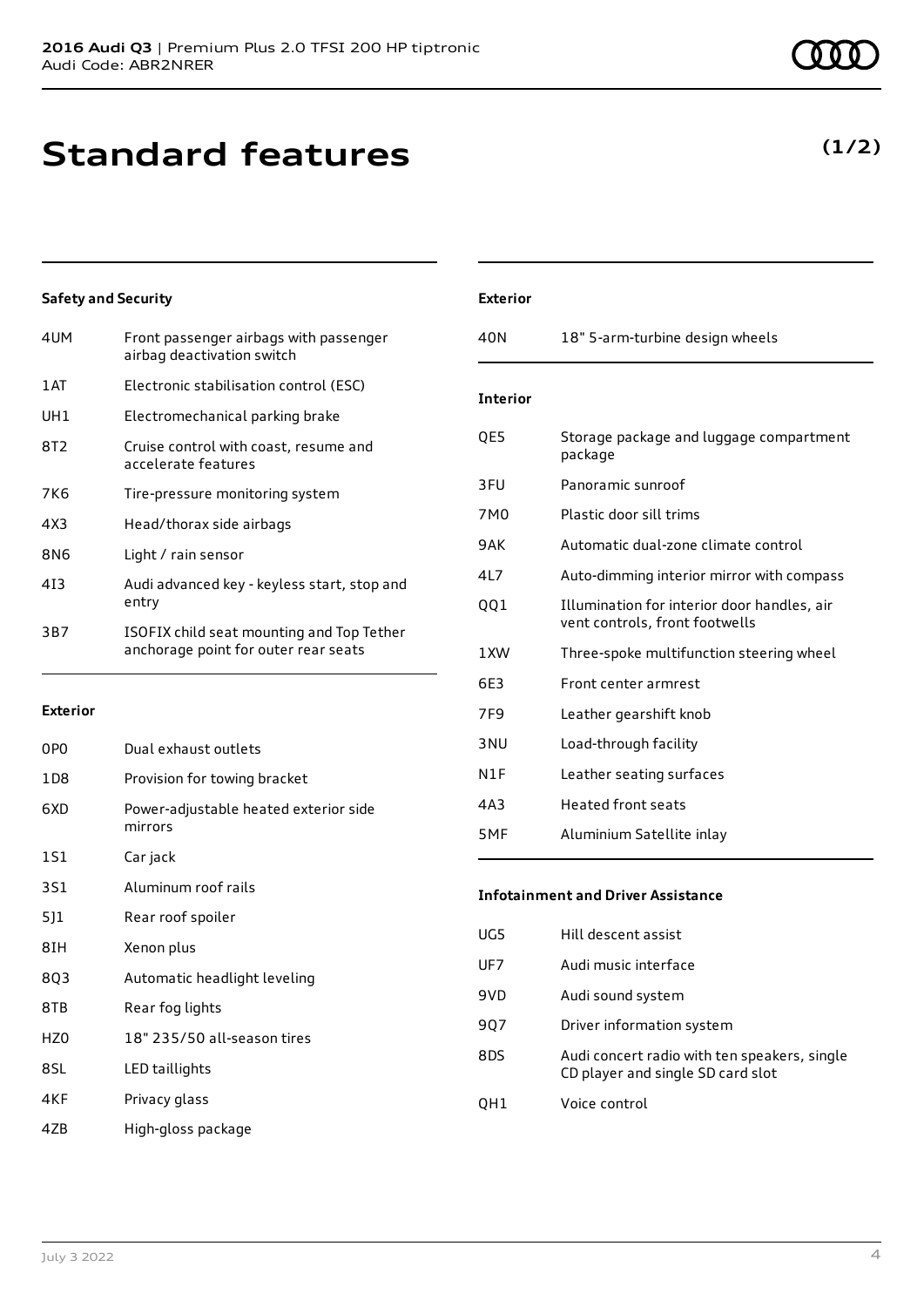# Standard features

**(1/2)**

### Safety and Security

| | |
|---|---|
| 4UM | Front passenger airbags with passenger airbag deactivation switch |
| 1AT | Electronic stabilisation control (ESC) |
| UH1 | Electromechanical parking brake |
| 8T2 | Cruise control with coast, resume and accelerate features |
| 7K6 | Tire-pressure monitoring system |
| 4X3 | Head/thorax side airbags |
| 8N6 | Light / rain sensor |
| 4I3 | Audi advanced key - keyless start, stop and entry |
| 3B7 | ISOFIX child seat mounting and Top Tether anchorage point for outer rear seats |

### Exterior

| | |
|---|---|
| 0P0 | Dual exhaust outlets |
| 1D8 | Provision for towing bracket |
| 6XD | Power-adjustable heated exterior side mirrors |
| 1S1 | Car jack |
| 3S1 | Aluminum roof rails |
| 5J1 | Rear roof spoiler |
| 8IH | Xenon plus |
| 8Q3 | Automatic headlight leveling |
| 8TB | Rear fog lights |
| HZ0 | 18" 235/50 all-season tires |
| 8SL | LED taillights |
| 4KF | Privacy glass |
| 4ZB | High-gloss package |

### Exterior

| | |
|---|---|
| 40N | 18" 5-arm-turbine design wheels |

### Interior

| | |
|---|---|
| QE5 | Storage package and luggage compartment package |
| 3FU | Panoramic sunroof |
| 7M0 | Plastic door sill trims |
| 9AK | Automatic dual-zone climate control |
| 4L7 | Auto-dimming interior mirror with compass |
| QQ1 | Illumination for interior door handles, air vent controls, front footwells |
| 1XW | Three-spoke multifunction steering wheel |
| 6E3 | Front center armrest |
| 7F9 | Leather gearshift knob |
| 3NU | Load-through facility |
| N1F | Leather seating surfaces |
| 4A3 | Heated front seats |
| 5MF | Aluminium Satellite inlay |

### Infotainment and Driver Assistance

| | |
|---|---|
| UG5 | Hill descent assist |
| UF7 | Audi music interface |
| 9VD | Audi sound system |
| 9Q7 | Driver information system |
| 8DS | Audi concert radio with ten speakers, single CD player and single SD card slot |
| QH1 | Voice control |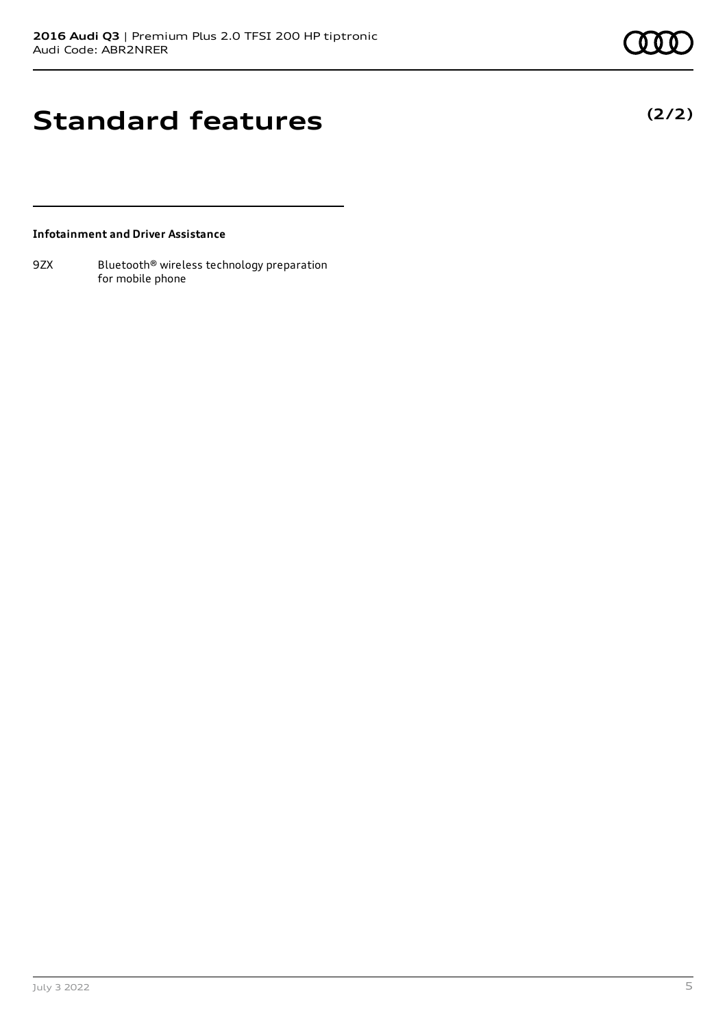# Standard features

**(2/2)**

**Infotainment and Driver Assistance**

| | |
|---|---|
| 9ZX | Bluetooth® wireless technology preparation for mobile phone |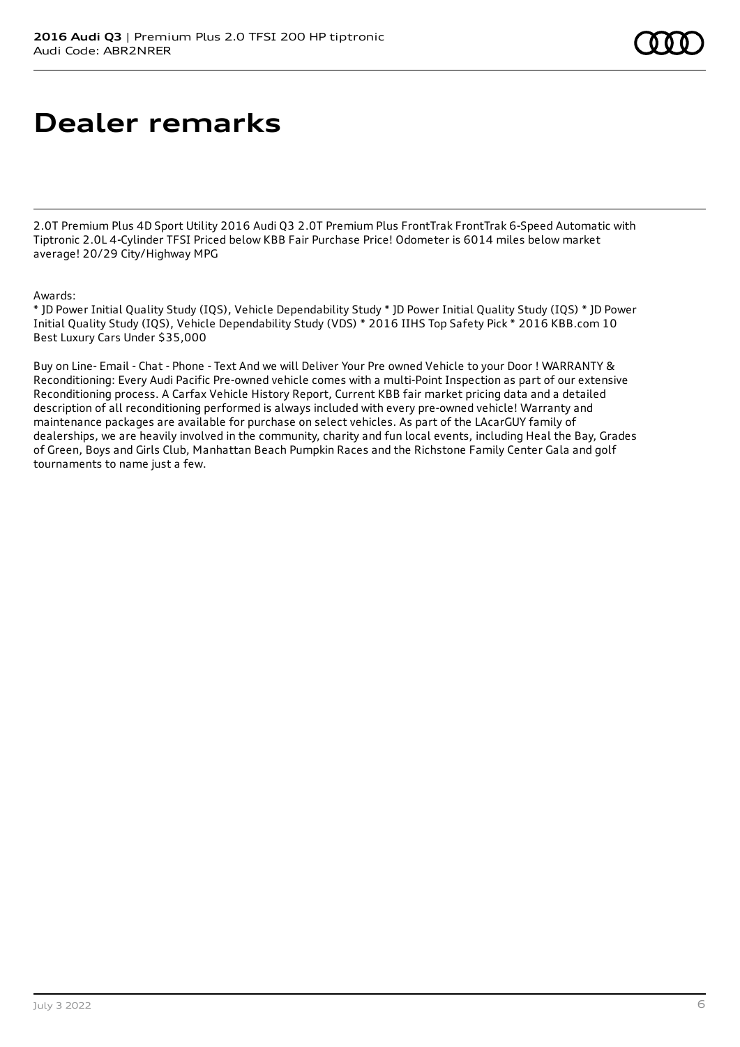# Dealer remarks

2.0T Premium Plus 4D Sport Utility 2016 Audi Q3 2.0T Premium Plus FrontTrak FrontTrak 6-Speed Automatic with Tiptronic 2.0L 4-Cylinder TFSI Priced below KBB Fair Purchase Price! Odometer is 6014 miles below market average! 20/29 City/Highway MPG

Awards:
* JD Power Initial Quality Study (IQS), Vehicle Dependability Study * JD Power Initial Quality Study (IQS) * JD Power Initial Quality Study (IQS), Vehicle Dependability Study (VDS) * 2016 IIHS Top Safety Pick * 2016 KBB.com 10 Best Luxury Cars Under $35,000

Buy on Line- Email - Chat - Phone - Text And we will Deliver Your Pre owned Vehicle to your Door ! WARRANTY & Reconditioning: Every Audi Pacific Pre-owned vehicle comes with a multi-Point Inspection as part of our extensive Reconditioning process. A Carfax Vehicle History Report, Current KBB fair market pricing data and a detailed description of all reconditioning performed is always included with every pre-owned vehicle! Warranty and maintenance packages are available for purchase on select vehicles. As part of the LAcarGUY family of dealerships, we are heavily involved in the community, charity and fun local events, including Heal the Bay, Grades of Green, Boys and Girls Club, Manhattan Beach Pumpkin Races and the Richstone Family Center Gala and golf tournaments to name just a few.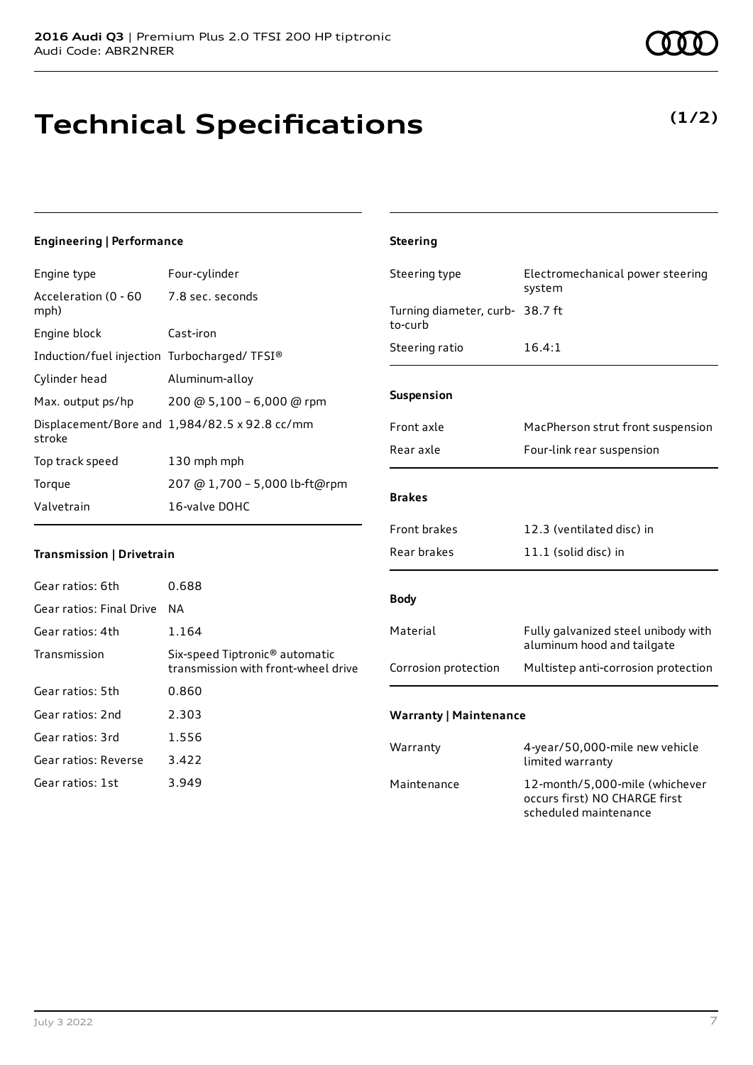# Technical Specifications

**(1/2)**

### Engineering | Performance

| | |
|---|---|
| Engine type | Four-cylinder |
| Acceleration (0 - 60 mph) | 7.8 sec. seconds |
| Engine block | Cast-iron |
| Induction/fuel injection | Turbocharged/ TFSI® |
| Cylinder head | Aluminum-alloy |
| Max. output ps/hp | 200 @ 5,100 – 6,000 @ rpm |
| Displacement/Bore and stroke | 1,984/82.5 x 92.8 cc/mm |
| Top track speed | 130 mph mph |
| Torque | 207 @ 1,700 – 5,000 lb-ft@rpm |
| Valvetrain | 16-valve DOHC |

### Transmission | Drivetrain

| | |
|---|---|
| Gear ratios: 6th | 0.688 |
| Gear ratios: Final Drive | NA |
| Gear ratios: 4th | 1.164 |
| Transmission | Six-speed Tiptronic® automatic transmission with front-wheel drive |
| Gear ratios: 5th | 0.860 |
| Gear ratios: 2nd | 2.303 |
| Gear ratios: 3rd | 1.556 |
| Gear ratios: Reverse | 3.422 |
| Gear ratios: 1st | 3.949 |

### Steering

| | |
|---|---|
| Steering type | Electromechanical power steering system |
| Turning diameter, curb-to-curb | 38.7 ft |
| Steering ratio | 16.4:1 |

### Suspension

| | |
|---|---|
| Front axle | MacPherson strut front suspension |
| Rear axle | Four-link rear suspension |

### Brakes

| | |
|---|---|
| Front brakes | 12.3 (ventilated disc) in |
| Rear brakes | 11.1 (solid disc) in |

### Body

| | |
|---|---|
| Material | Fully galvanized steel unibody with aluminum hood and tailgate |
| Corrosion protection | Multistep anti-corrosion protection |

### Warranty | Maintenance

| | |
|---|---|
| Warranty | 4-year/50,000-mile new vehicle limited warranty |
| Maintenance | 12-month/5,000-mile (whichever occurs first) NO CHARGE first scheduled maintenance |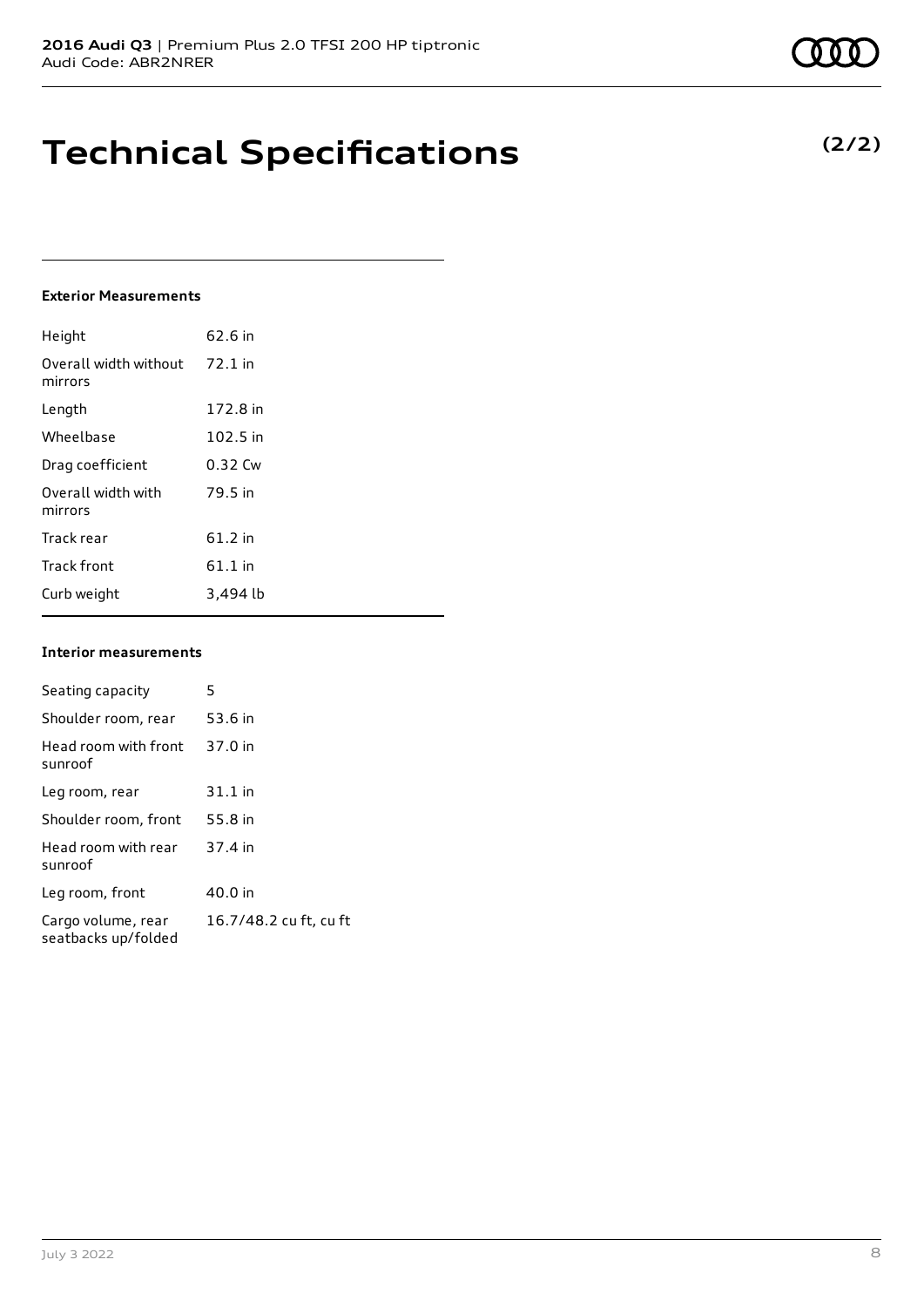# Technical Specifications

**(2/2)**

### Exterior Measurements

| | |
|---|---|
| Height | 62.6 in |
| Overall width without mirrors | 72.1 in |
| Length | 172.8 in |
| Wheelbase | 102.5 in |
| Drag coefficient | 0.32 Cw |
| Overall width with mirrors | 79.5 in |
| Track rear | 61.2 in |
| Track front | 61.1 in |
| Curb weight | 3,494 lb |

### Interior measurements

| | |
|---|---|
| Seating capacity | 5 |
| Shoulder room, rear | 53.6 in |
| Head room with front sunroof | 37.0 in |
| Leg room, rear | 31.1 in |
| Shoulder room, front | 55.8 in |
| Head room with rear sunroof | 37.4 in |
| Leg room, front | 40.0 in |
| Cargo volume, rear seatbacks up/folded | 16.7/48.2 cu ft, cu ft |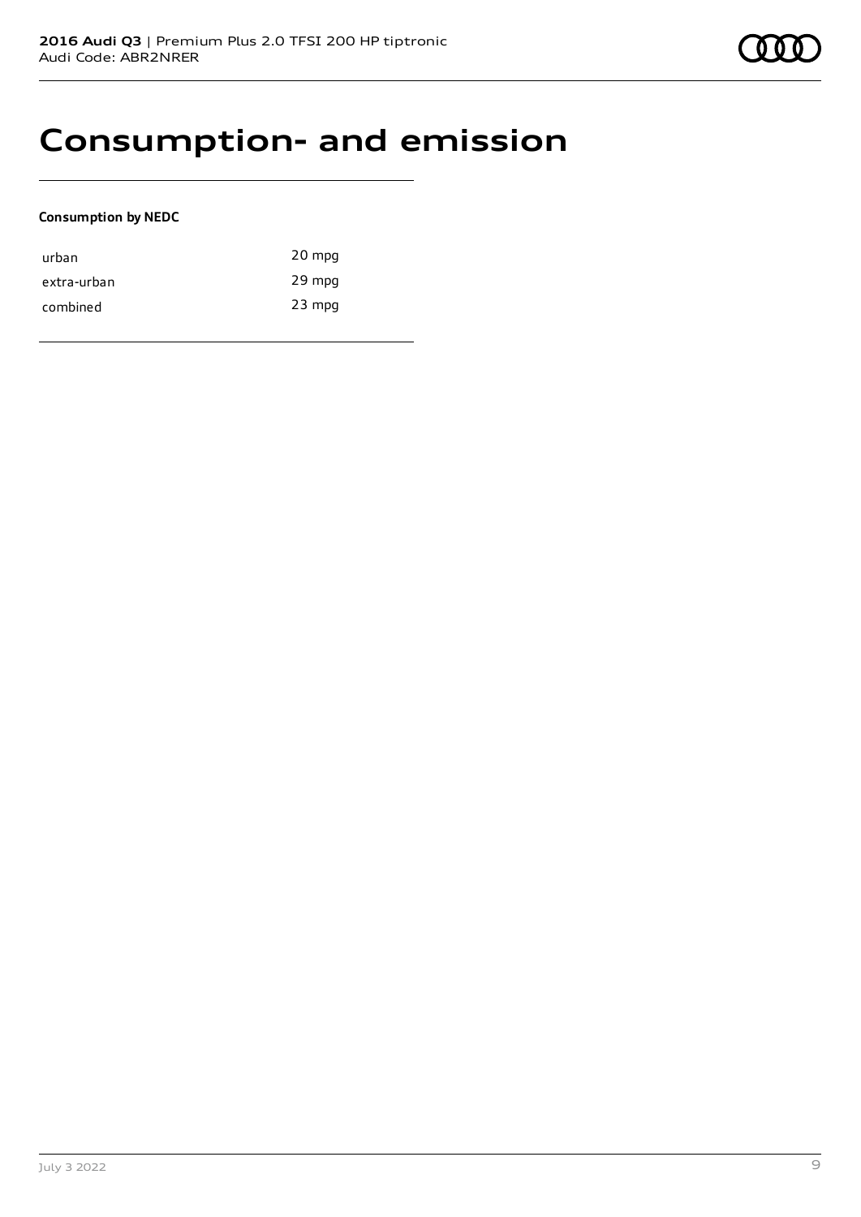# Consumption- and emission

**Consumption by NEDC**

| | |
|---|---|
| urban | 20 mpg |
| extra-urban | 29 mpg |
| combined | 23 mpg |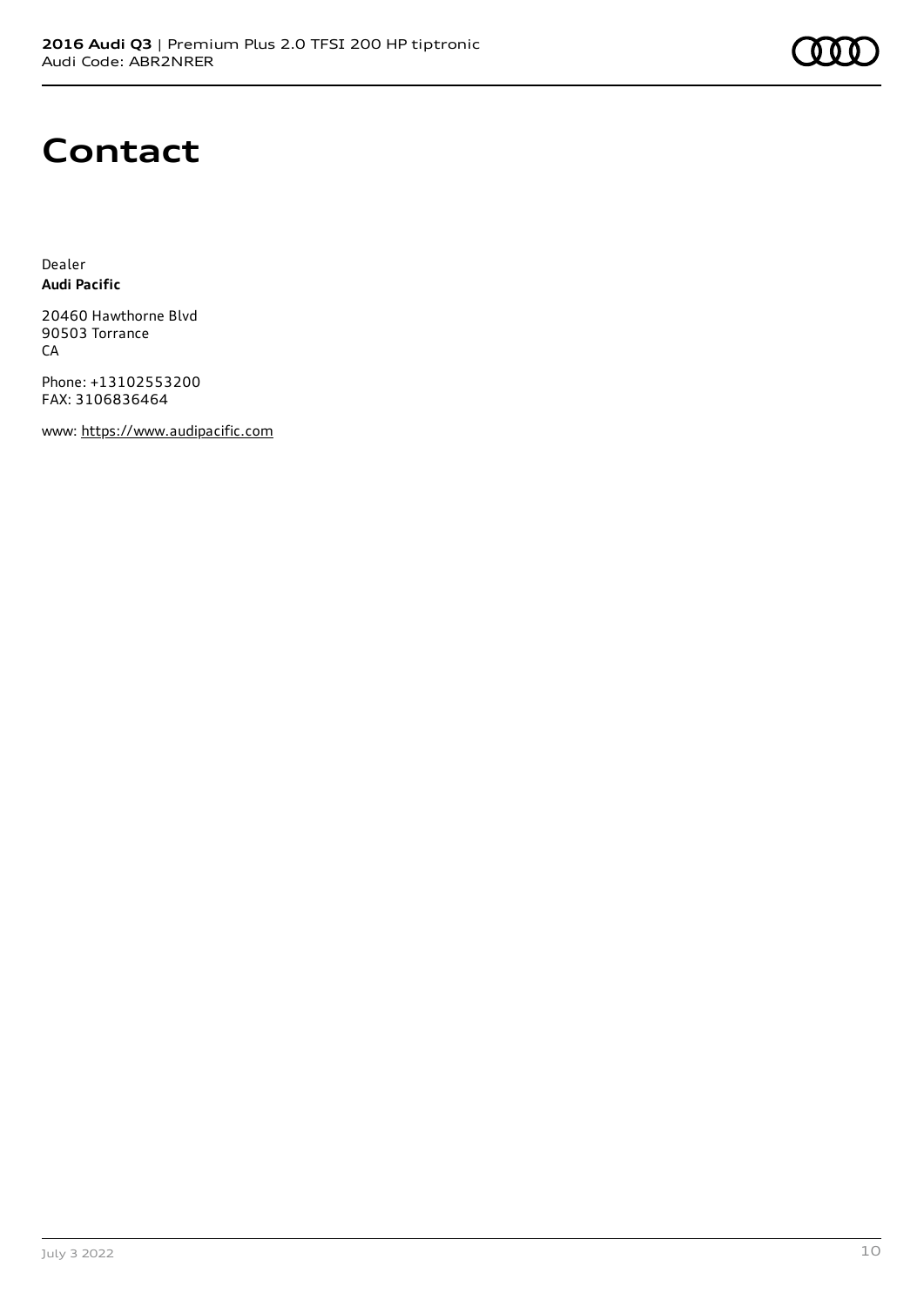# Contact

Dealer
**Audi Pacific**

20460 Hawthorne Blvd
90503 Torrance
CA

Phone: +13102553200
FAX: 3106836464

www: https://www.audipacific.com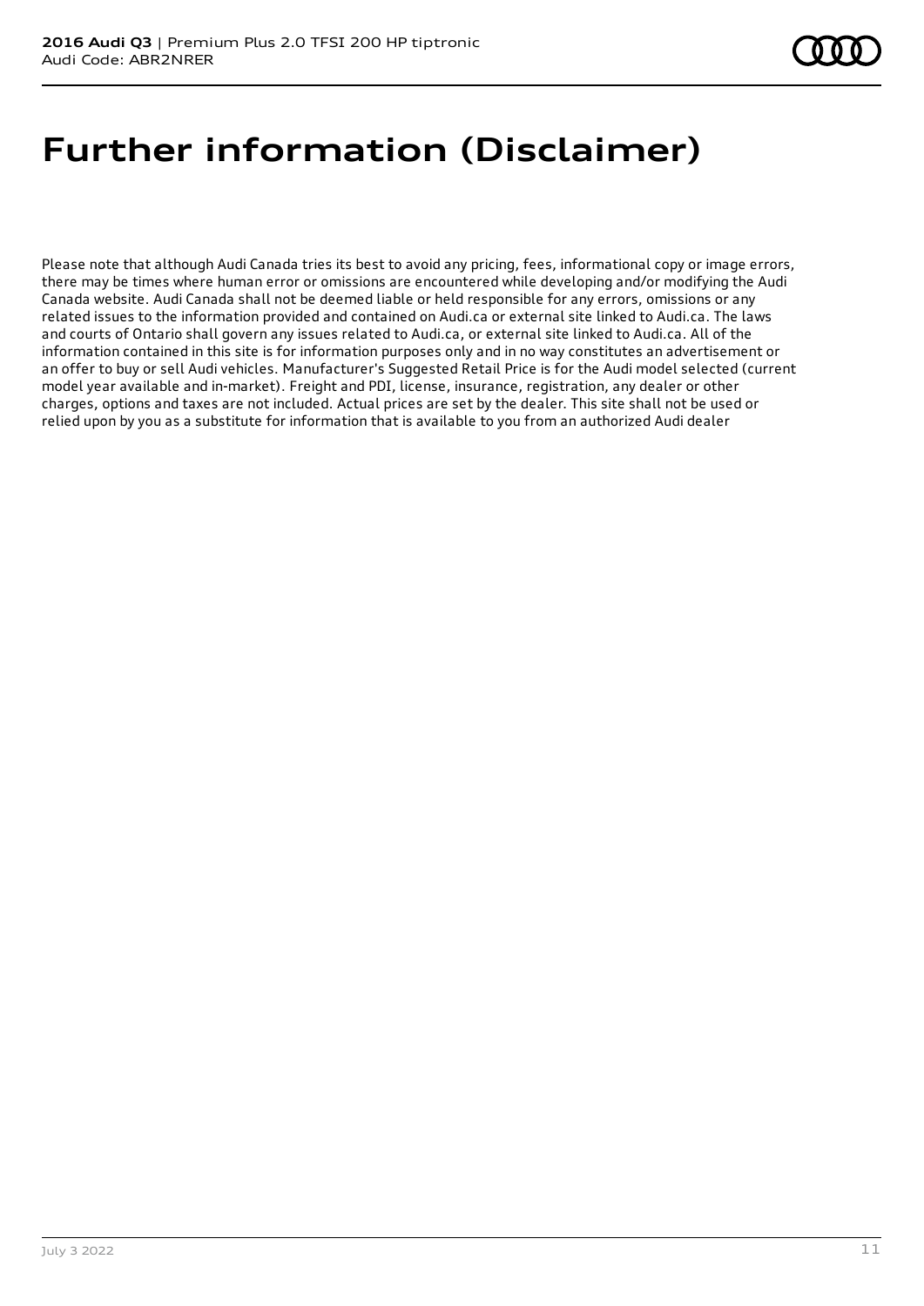# Further information (Disclaimer)

Please note that although Audi Canada tries its best to avoid any pricing, fees, informational copy or image errors, there may be times where human error or omissions are encountered while developing and/or modifying the Audi Canada website. Audi Canada shall not be deemed liable or held responsible for any errors, omissions or any related issues to the information provided and contained on Audi.ca or external site linked to Audi.ca. The laws and courts of Ontario shall govern any issues related to Audi.ca, or external site linked to Audi.ca. All of the information contained in this site is for information purposes only and in no way constitutes an advertisement or an offer to buy or sell Audi vehicles. Manufacturer's Suggested Retail Price is for the Audi model selected (current model year available and in-market). Freight and PDI, license, insurance, registration, any dealer or other charges, options and taxes are not included. Actual prices are set by the dealer. This site shall not be used or relied upon by you as a substitute for information that is available to you from an authorized Audi dealer